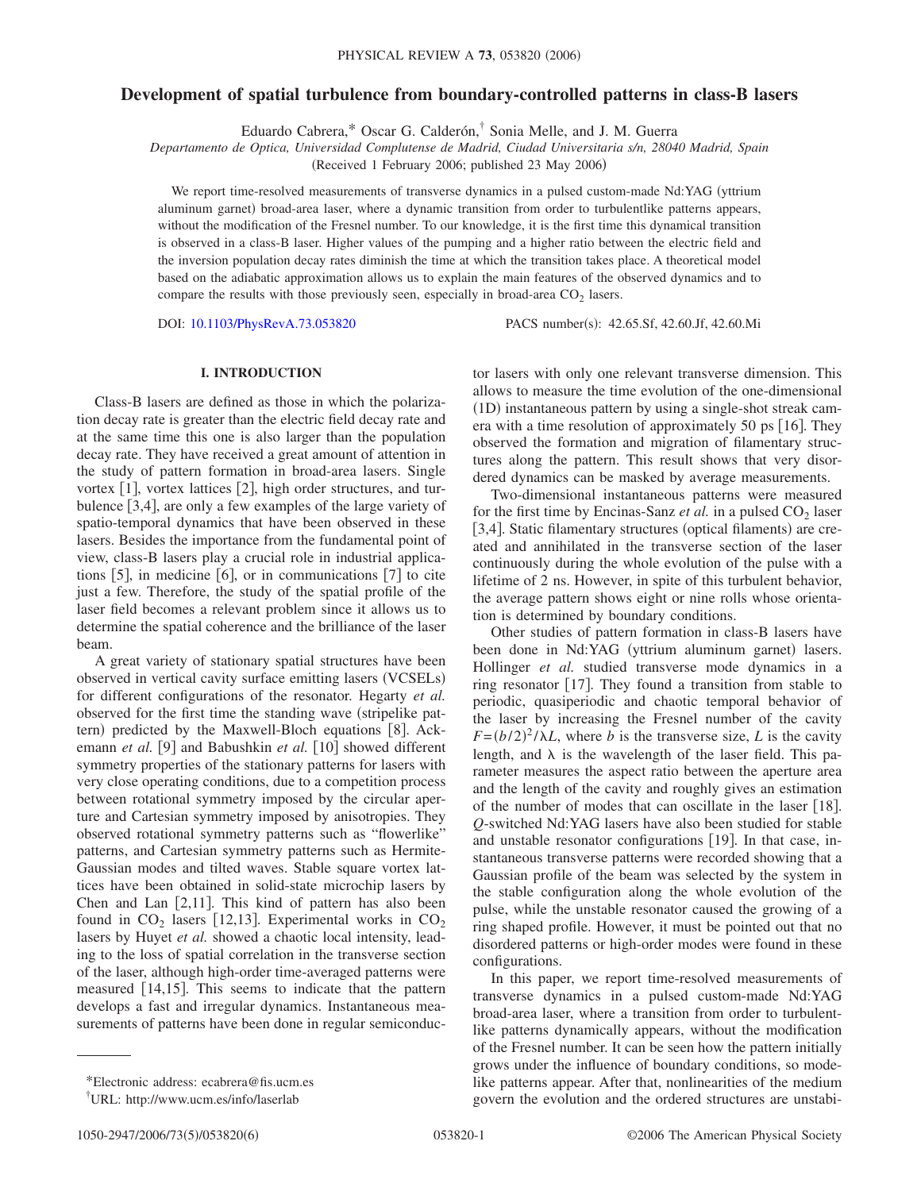# Development of spatial turbulence from boundary-controlled patterns in class-B lasers

Eduardo Cabrera,* Oscar G. Calderón,† Sonia Melle, and J. M. Guerra

*Departamento de Optica, Universidad Complutense de Madrid, Ciudad Universitaria s/n, 28040 Madrid, Spain*

(Received 1 February 2006; published 23 May 2006)

We report time-resolved measurements of transverse dynamics in a pulsed custom-made Nd:YAG (yttrium aluminum garnet) broad-area laser, where a dynamic transition from order to turbulentlike patterns appears, without the modification of the Fresnel number. To our knowledge, it is the first time this dynamical transition is observed in a class-B laser. Higher values of the pumping and a higher ratio between the electric field and the inversion population decay rates diminish the time at which the transition takes place. A theoretical model based on the adiabatic approximation allows us to explain the main features of the observed dynamics and to compare the results with those previously seen, especially in broad-area $CO_2$ lasers.

DOI: 10.1103/PhysRevA.73.053820 PACS number(s): 42.65.Sf, 42.60.Jf, 42.60.Mi

## I. INTRODUCTION

Class-B lasers are defined as those in which the polarization decay rate is greater than the electric field decay rate and at the same time this one is also larger than the population decay rate. They have received a great amount of attention in the study of pattern formation in broad-area lasers. Single vortex [1], vortex lattices [2], high order structures, and turbulence [3,4], are only a few examples of the large variety of spatio-temporal dynamics that have been observed in these lasers. Besides the importance from the fundamental point of view, class-B lasers play a crucial role in industrial applications [5], in medicine [6], or in communications [7] to cite just a few. Therefore, the study of the spatial profile of the laser field becomes a relevant problem since it allows us to determine the spatial coherence and the brilliance of the laser beam.

A great variety of stationary spatial structures have been observed in vertical cavity surface emitting lasers (VCSELs) for different configurations of the resonator. Hegarty *et al.* observed for the first time the standing wave (stripelike pattern) predicted by the Maxwell-Bloch equations [8]. Ackemann *et al.* [9] and Babushkin *et al.* [10] showed different symmetry properties of the stationary patterns for lasers with very close operating conditions, due to a competition process between rotational symmetry imposed by the circular aperture and Cartesian symmetry imposed by anisotropies. They observed rotational symmetry patterns such as "flowerlike" patterns, and Cartesian symmetry patterns such as Hermite-Gaussian modes and tilted waves. Stable square vortex lattices have been obtained in solid-state microchip lasers by Chen and Lan [2,11]. This kind of pattern has also been found in $CO_2$ lasers [12,13]. Experimental works in $CO_2$ lasers by Huyet *et al.* showed a chaotic local intensity, leading to the loss of spatial correlation in the transverse section of the laser, although high-order time-averaged patterns were measured [14,15]. This seems to indicate that the pattern develops a fast and irregular dynamics. Instantaneous measurements of patterns have been done in regular semiconductor lasers with only one relevant transverse dimension. This allows to measure the time evolution of the one-dimensional (1D) instantaneous pattern by using a single-shot streak camera with a time resolution of approximately 50 ps [16]. They observed the formation and migration of filamentary structures along the pattern. This result shows that very disordered dynamics can be masked by average measurements.

Two-dimensional instantaneous patterns were measured for the first time by Encinas-Sanz *et al.* in a pulsed $CO_2$ laser [3,4]. Static filamentary structures (optical filaments) are created and annihilated in the transverse section of the laser continuously during the whole evolution of the pulse with a lifetime of 2 ns. However, in spite of this turbulent behavior, the average pattern shows eight or nine rolls whose orientation is determined by boundary conditions.

Other studies of pattern formation in class-B lasers have been done in Nd:YAG (yttrium aluminum garnet) lasers. Hollinger *et al.* studied transverse mode dynamics in a ring resonator [17]. They found a transition from stable to periodic, quasiperiodic and chaotic temporal behavior of the laser by increasing the Fresnel number of the cavity $F=(b/2)^2/\lambda L$, where $b$ is the transverse size, $L$ is the cavity length, and $\lambda$ is the wavelength of the laser field. This parameter measures the aspect ratio between the aperture area and the length of the cavity and roughly gives an estimation of the number of modes that can oscillate in the laser [18]. *Q*-switched Nd:YAG lasers have also been studied for stable and unstable resonator configurations [19]. In that case, instantaneous transverse patterns were recorded showing that a Gaussian profile of the beam was selected by the system in the stable configuration along the whole evolution of the pulse, while the unstable resonator caused the growing of a ring shaped profile. However, it must be pointed out that no disordered patterns or high-order modes were found in these configurations.

In this paper, we report time-resolved measurements of transverse dynamics in a pulsed custom-made Nd:YAG broad-area laser, where a transition from order to turbulentlike patterns dynamically appears, without the modification of the Fresnel number. It can be seen how the pattern initially grows under the influence of boundary conditions, so modelike patterns appear. After that, nonlinearities of the medium govern the evolution and the ordered structures are unstabi-

*Electronic address: ecabrera@fis.ucm.es

†URL: http://www.ucm.es/info/laserlab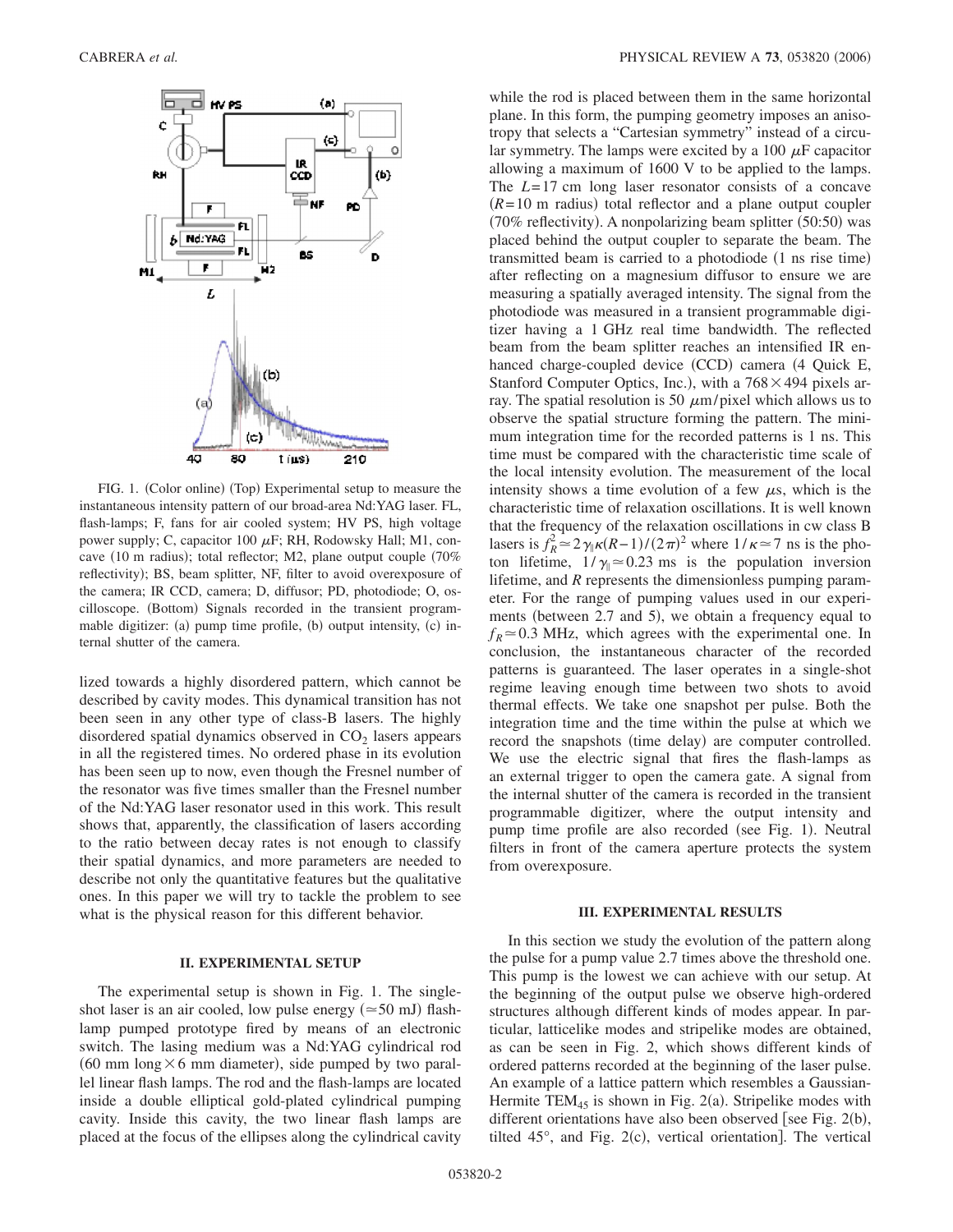FIG. 1. (Color online) (Top) Experimental setup to measure the instantaneous intensity pattern of our broad-area Nd:YAG laser. FL, flash-lamps; F, fans for air cooled system; HV PS, high voltage power supply; C, capacitor 100 $\mu$F; RH, Rodowsky Hall; M1, concave (10 m radius); total reflector; M2, plane output couple (70% reflectivity); BS, beam splitter, NF, filter to avoid overexposure of the camera; IR CCD, camera; D, diffusor; PD, photodiode; O, oscilloscope. (Bottom) Signals recorded in the transient programmable digitizer: (a) pump time profile, (b) output intensity, (c) internal shutter of the camera.

lized towards a highly disordered pattern, which cannot be described by cavity modes. This dynamical transition has not been seen in any other type of class-B lasers. The highly disordered spatial dynamics observed in $CO_2$ lasers appears in all the registered times. No ordered phase in its evolution has been seen up to now, even though the Fresnel number of the resonator was five times smaller than the Fresnel number of the Nd:YAG laser resonator used in this work. This result shows that, apparently, the classification of lasers according to the ratio between decay rates is not enough to classify their spatial dynamics, and more parameters are needed to describe not only the quantitative features but the qualitative ones. In this paper we will try to tackle the problem to see what is the physical reason for this different behavior.

## II. EXPERIMENTAL SETUP

The experimental setup is shown in Fig. 1. The single-shot laser is an air cooled, low pulse energy ($\simeq 50$ mJ) flash-lamp pumped prototype fired by means of an electronic switch. The lasing medium was a Nd:YAG cylindrical rod (60 mm long $\times$ 6 mm diameter), side pumped by two parallel linear flash lamps. The rod and the flash-lamps are located inside a double elliptical gold-plated cylindrical pumping cavity. Inside this cavity, the two linear flash lamps are placed at the focus of the ellipses along the cylindrical cavity while the rod is placed between them in the same horizontal plane. In this form, the pumping geometry imposes an anisotropy that selects a "Cartesian symmetry" instead of a circular symmetry. The lamps were excited by a 100 $\mu$F capacitor allowing a maximum of 1600 V to be applied to the lamps. The $L=17$ cm long laser resonator consists of a concave ($R=10$ m radius) total reflector and a plane output coupler (70% reflectivity). A nonpolarizing beam splitter (50:50) was placed behind the output coupler to separate the beam. The transmitted beam is carried to a photodiode (1 ns rise time) after reflecting on a magnesium diffusor to ensure we are measuring a spatially averaged intensity. The signal from the photodiode was measured in a transient programmable digitizer having a 1 GHz real time bandwidth. The reflected beam from the beam splitter reaches an intensified IR enhanced charge-coupled device (CCD) camera (4 Quick E, Stanford Computer Optics, Inc.), with a $768 \times 494$ pixels array. The spatial resolution is 50 $\mu$m/pixel which allows us to observe the spatial structure forming the pattern. The minimum integration time for the recorded patterns is 1 ns. This time must be compared with the characteristic time scale of the local intensity evolution. The measurement of the local intensity shows a time evolution of a few $\mu$s, which is the characteristic time of relaxation oscillations. It is well known that the frequency of the relaxation oscillations in cw class B lasers is $f_R^2 \simeq 2\gamma_{\parallel}\kappa(R-1)/(2\pi)^2$ where $1/\kappa \simeq 7$ ns is the photon lifetime, $1/\gamma_{\parallel} \simeq 0.23$ ms is the population inversion lifetime, and $R$ represents the dimensionless pumping parameter. For the range of pumping values used in our experiments (between 2.7 and 5), we obtain a frequency equal to $f_R \simeq 0.3$ MHz, which agrees with the experimental one. In conclusion, the instantaneous character of the recorded patterns is guaranteed. The laser operates in a single-shot regime leaving enough time between two shots to avoid thermal effects. We take one snapshot per pulse. Both the integration time and the time within the pulse at which we record the snapshots (time delay) are computer controlled. We use the electric signal that fires the flash-lamps as an external trigger to open the camera gate. A signal from the internal shutter of the camera is recorded in the transient programmable digitizer, where the output intensity and pump time profile are also recorded (see Fig. 1). Neutral filters in front of the camera aperture protects the system from overexposure.

## III. EXPERIMENTAL RESULTS

In this section we study the evolution of the pattern along the pulse for a pump value 2.7 times above the threshold one. This pump is the lowest we can achieve with our setup. At the beginning of the output pulse we observe high-ordered structures although different kinds of modes appear. In particular, latticelike modes and stripelike modes are obtained, as can be seen in Fig. 2, which shows different kinds of ordered patterns recorded at the beginning of the laser pulse. An example of a lattice pattern which resembles a Gaussian-Hermite $TEM_{45}$ is shown in Fig. 2(a). Stripelike modes with different orientations have also been observed [see Fig. 2(b), tilted 45°, and Fig. 2(c), vertical orientation]. The vertical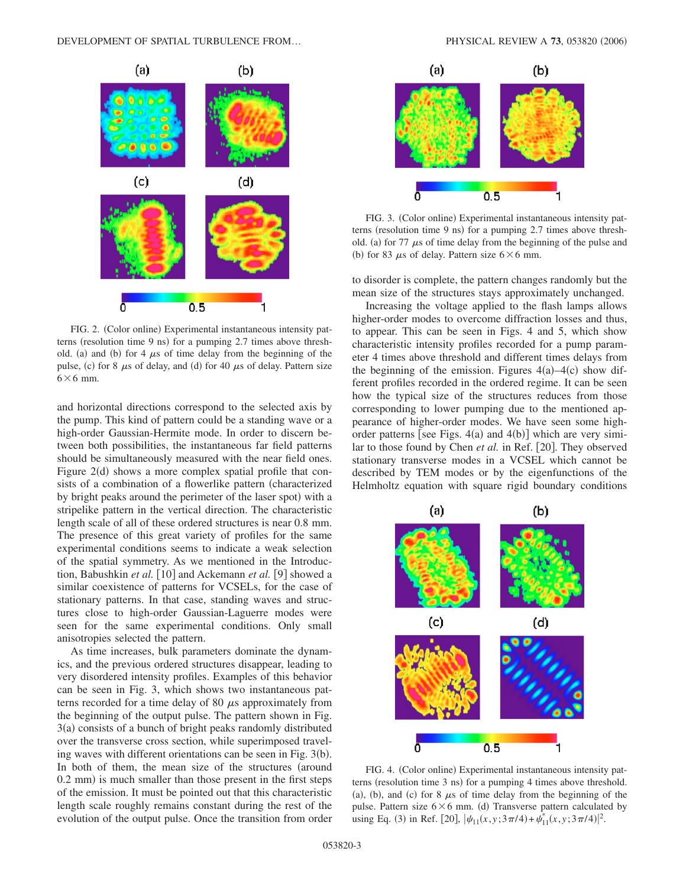FIG. 2. (Color online) Experimental instantaneous intensity patterns (resolution time 9 ns) for a pumping 2.7 times above threshold. (a) and (b) for 4 $\mu$s of time delay from the beginning of the pulse, (c) for 8 $\mu$s of delay, and (d) for 40 $\mu$s of delay. Pattern size $6\times6$ mm.

and horizontal directions correspond to the selected axis by the pump. This kind of pattern could be a standing wave or a high-order Gaussian-Hermite mode. In order to discern between both possibilities, the instantaneous far field patterns should be simultaneously measured with the near field ones. Figure 2(d) shows a more complex spatial profile that consists of a combination of a flowerlike pattern (characterized by bright peaks around the perimeter of the laser spot) with a stripelike pattern in the vertical direction. The characteristic length scale of all of these ordered structures is near 0.8 mm. The presence of this great variety of profiles for the same experimental conditions seems to indicate a weak selection of the spatial symmetry. As we mentioned in the Introduction, Babushkin *et al.* [10] and Ackemann *et al.* [9] showed a similar coexistence of patterns for VCSELs, for the case of stationary patterns. In that case, standing waves and structures close to high-order Gaussian-Laguerre modes were seen for the same experimental conditions. Only small anisotropies selected the pattern.

As time increases, bulk parameters dominate the dynamics, and the previous ordered structures disappear, leading to very disordered intensity profiles. Examples of this behavior can be seen in Fig. 3, which shows two instantaneous patterns recorded for a time delay of 80 $\mu$s approximately from the beginning of the output pulse. The pattern shown in Fig. 3(a) consists of a bunch of bright peaks randomly distributed over the transverse cross section, while superimposed traveling waves with different orientations can be seen in Fig. 3(b). In both of them, the mean size of the structures (around 0.2 mm) is much smaller than those present in the first steps of the emission. It must be pointed out that this characteristic length scale roughly remains constant during the rest of the evolution of the output pulse. Once the transition from order

FIG. 3. (Color online) Experimental instantaneous intensity patterns (resolution time 9 ns) for a pumping 2.7 times above threshold. (a) for 77 $\mu$s of time delay from the beginning of the pulse and (b) for 83 $\mu$s of delay. Pattern size $6\times6$ mm.

to disorder is complete, the pattern changes randomly but the mean size of the structures stays approximately unchanged.

Increasing the voltage applied to the flash lamps allows higher-order modes to overcome diffraction losses and thus, to appear. This can be seen in Figs. 4 and 5, which show characteristic intensity profiles recorded for a pump parameter 4 times above threshold and different times delays from the beginning of the emission. Figures 4(a)–4(c) show different profiles recorded in the ordered regime. It can be seen how the typical size of the structures reduces from those corresponding to lower pumping due to the mentioned appearance of higher-order modes. We have seen some high-order patterns [see Figs. 4(a) and 4(b)] which are very similar to those found by Chen *et al.* in Ref. [20]. They observed stationary transverse modes in a VCSEL which cannot be described by TEM modes or by the eigenfunctions of the Helmholtz equation with square rigid boundary conditions

FIG. 4. (Color online) Experimental instantaneous intensity patterns (resolution time 3 ns) for a pumping 4 times above threshold. (a), (b), and (c) for 8 $\mu$s of time delay from the beginning of the pulse. Pattern size $6\times6$ mm. (d) Transverse pattern calculated by using Eq. (3) in Ref. [20], $|\psi_{11}(x,y;3\pi/4)+\psi_{11}^{*}(x,y;3\pi/4)|^2$.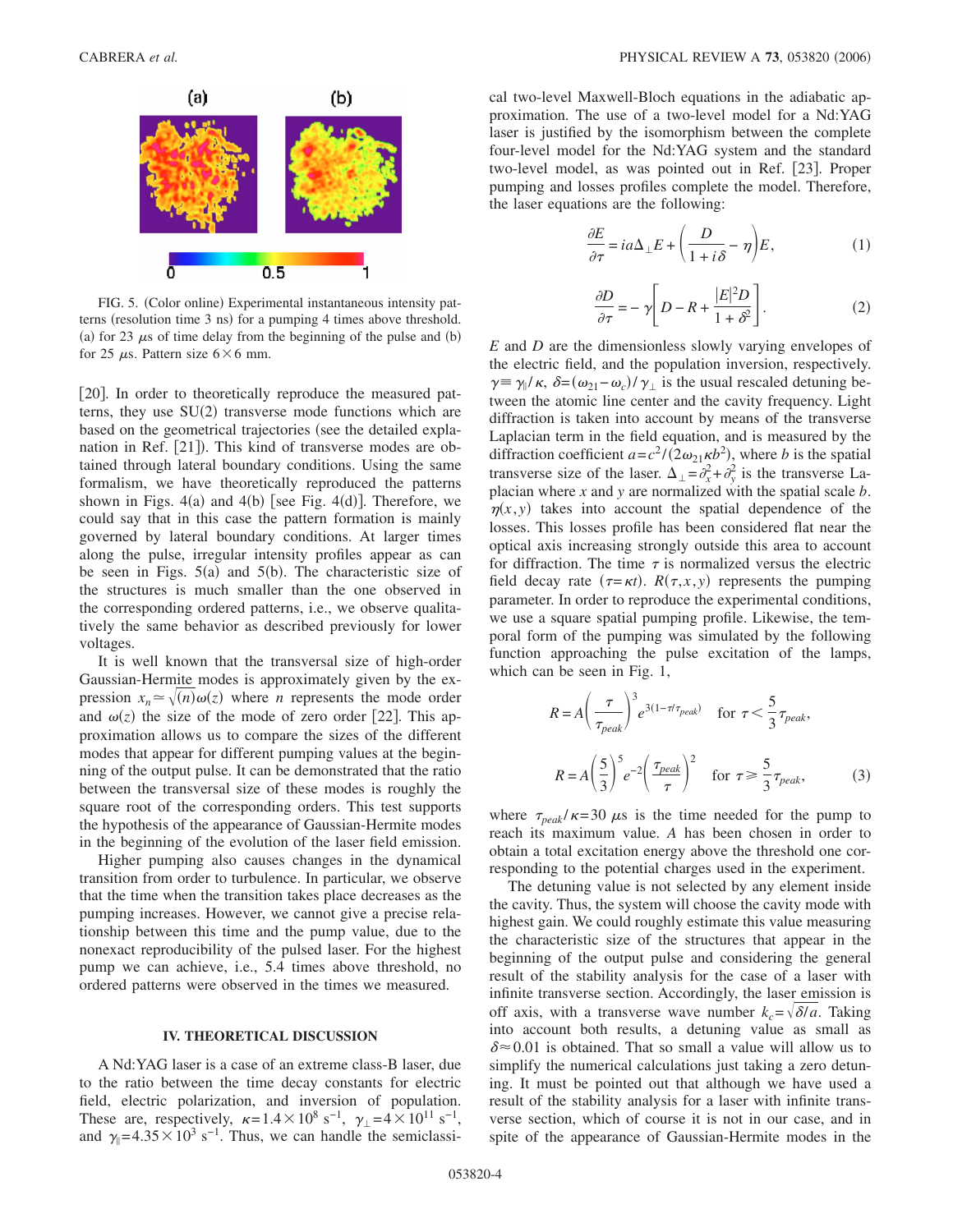FIG. 5. (Color online) Experimental instantaneous intensity patterns (resolution time 3 ns) for a pumping 4 times above threshold. (a) for 23 $\mu$s of time delay from the beginning of the pulse and (b) for 25 $\mu$s. Pattern size $6\times 6$ mm.

[20]. In order to theoretically reproduce the measured patterns, they use SU(2) transverse mode functions which are based on the geometrical trajectories (see the detailed explanation in Ref. [21]). This kind of transverse modes are obtained through lateral boundary conditions. Using the same formalism, we have theoretically reproduced the patterns shown in Figs. 4(a) and 4(b) [see Fig. 4(d)]. Therefore, we could say that in this case the pattern formation is mainly governed by lateral boundary conditions. At larger times along the pulse, irregular intensity profiles appear as can be seen in Figs. 5(a) and 5(b). The characteristic size of the structures is much smaller than the one observed in the corresponding ordered patterns, i.e., we observe qualitatively the same behavior as described previously for lower voltages.

It is well known that the transversal size of high-order Gaussian-Hermite modes is approximately given by the expression $x_n \simeq \sqrt{(n)}\omega(z)$ where $n$ represents the mode order and $\omega(z)$ the size of the mode of zero order [22]. This approximation allows us to compare the sizes of the different modes that appear for different pumping values at the beginning of the output pulse. It can be demonstrated that the ratio between the transversal size of these modes is roughly the square root of the corresponding orders. This test supports the hypothesis of the appearance of Gaussian-Hermite modes in the beginning of the evolution of the laser field emission.

Higher pumping also causes changes in the dynamical transition from order to turbulence. In particular, we observe that the time when the transition takes place decreases as the pumping increases. However, we cannot give a precise relationship between this time and the pump value, due to the nonexact reproducibility of the pulsed laser. For the highest pump we can achieve, i.e., 5.4 times above threshold, no ordered patterns were observed in the times we measured.

## IV. THEORETICAL DISCUSSION

A Nd:YAG laser is a case of an extreme class-B laser, due to the ratio between the time decay constants for electric field, electric polarization, and inversion of population. These are, respectively, $\kappa=1.4\times 10^{8}$ s$^{-1}$, $\gamma_{\perp}=4\times 10^{11}$ s$^{-1}$, and $\gamma_{\parallel}=4.35\times 10^{3}$ s$^{-1}$. Thus, we can handle the semiclassical two-level Maxwell-Bloch equations in the adiabatic approximation. The use of a two-level model for a Nd:YAG laser is justified by the isomorphism between the complete four-level model for the Nd:YAG system and the standard two-level model, as was pointed out in Ref. [23]. Proper pumping and losses profiles complete the model. Therefore, the laser equations are the following:

$$\frac{\partial E}{\partial \tau} = ia\Delta_{\perp}E + \left(\frac{D}{1+i\delta} - \eta\right)E, \tag{1}$$

$$\frac{\partial D}{\partial \tau} = -\gamma\left[D - R + \frac{|E|^2 D}{1+\delta^2}\right]. \tag{2}$$

$E$ and $D$ are the dimensionless slowly varying envelopes of the electric field, and the population inversion, respectively. $\gamma \equiv \gamma_{\parallel}/\kappa$, $\delta=(\omega_{21}-\omega_c)/\gamma_{\perp}$ is the usual rescaled detuning between the atomic line center and the cavity frequency. Light diffraction is taken into account by means of the transverse Laplacian term in the field equation, and is measured by the diffraction coefficient $a=c^2/(2\omega_{21}\kappa b^2)$, where $b$ is the spatial transverse size of the laser. $\Delta_{\perp}=\partial_x^2+\partial_y^2$ is the transverse Laplacian where $x$ and $y$ are normalized with the spatial scale $b$. $\eta(x,y)$ takes into account the spatial dependence of the losses. This losses profile has been considered flat near the optical axis increasing strongly outside this area to account for diffraction. The time $\tau$ is normalized versus the electric field decay rate ($\tau=\kappa t$). $R(\tau,x,y)$ represents the pumping parameter. In order to reproduce the experimental conditions, we use a square spatial pumping profile. Likewise, the temporal form of the pumping was simulated by the following function approaching the pulse excitation of the lamps, which can be seen in Fig. 1,

$$R = A\left(\frac{\tau}{\tau_{peak}}\right)^3 e^{3(1-\tau/\tau_{peak})} \quad \text{for } \tau < \frac{5}{3}\tau_{peak},$$

$$R = A\left(\frac{5}{3}\right)^5 e^{-2}\left(\frac{\tau_{peak}}{\tau}\right)^2 \quad \text{for } \tau \geq \frac{5}{3}\tau_{peak}, \tag{3}$$

where $\tau_{peak}/\kappa = 30$ $\mu$s is the time needed for the pump to reach its maximum value. $A$ has been chosen in order to obtain a total excitation energy above the threshold one corresponding to the potential charges used in the experiment.

The detuning value is not selected by any element inside the cavity. Thus, the system will choose the cavity mode with highest gain. We could roughly estimate this value measuring the characteristic size of the structures that appear in the beginning of the output pulse and considering the general result of the stability analysis for the case of a laser with infinite transverse section. Accordingly, the laser emission is off axis, with a transverse wave number $k_c=\sqrt{\delta/a}$. Taking into account both results, a detuning value as small as $\delta\approx 0.01$ is obtained. That so small a value will allow us to simplify the numerical calculations just taking a zero detuning. It must be pointed out that although we have used a result of the stability analysis for a laser with infinite transverse section, which of course it is not in our case, and in spite of the appearance of Gaussian-Hermite modes in the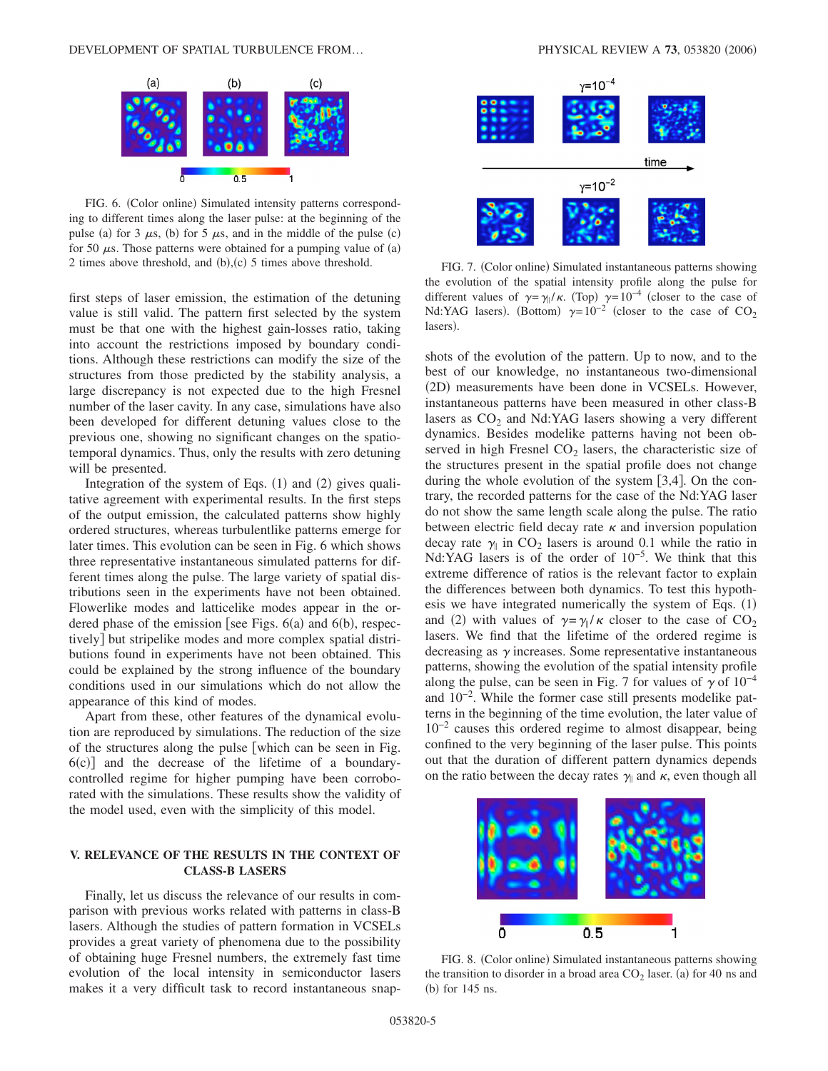FIG. 6. (Color online) Simulated intensity patterns corresponding to different times along the laser pulse: at the beginning of the pulse (a) for 3 $\mu$s, (b) for 5 $\mu$s, and in the middle of the pulse (c) for 50 $\mu$s. Those patterns were obtained for a pumping value of (a) 2 times above threshold, and (b),(c) 5 times above threshold.

first steps of laser emission, the estimation of the detuning value is still valid. The pattern first selected by the system must be that one with the highest gain-losses ratio, taking into account the restrictions imposed by boundary conditions. Although these restrictions can modify the size of the structures from those predicted by the stability analysis, a large discrepancy is not expected due to the high Fresnel number of the laser cavity. In any case, simulations have also been developed for different detuning values close to the previous one, showing no significant changes on the spatio-temporal dynamics. Thus, only the results with zero detuning will be presented.

Integration of the system of Eqs. (1) and (2) gives qualitative agreement with experimental results. In the first steps of the output emission, the calculated patterns show highly ordered structures, whereas turbulentlike patterns emerge for later times. This evolution can be seen in Fig. 6 which shows three representative instantaneous simulated patterns for different times along the pulse. The large variety of spatial distributions seen in the experiments have not been obtained. Flowerlike modes and latticelike modes appear in the ordered phase of the emission [see Figs. 6(a) and 6(b), respectively] but stripelike modes and more complex spatial distributions found in experiments have not been obtained. This could be explained by the strong influence of the boundary conditions used in our simulations which do not allow the appearance of this kind of modes.

Apart from these, other features of the dynamical evolution are reproduced by simulations. The reduction of the size of the structures along the pulse [which can be seen in Fig. 6(c)] and the decrease of the lifetime of a boundary-controlled regime for higher pumping have been corroborated with the simulations. These results show the validity of the model used, even with the simplicity of this model.

## V. RELEVANCE OF THE RESULTS IN THE CONTEXT OF CLASS-B LASERS

Finally, let us discuss the relevance of our results in comparison with previous works related with patterns in class-B lasers. Although the studies of pattern formation in VCSELs provides a great variety of phenomena due to the possibility of obtaining huge Fresnel numbers, the extremely fast time evolution of the local intensity in semiconductor lasers makes it a very difficult task to record instantaneous snapshots of the evolution of the pattern. Up to now, and to the best of our knowledge, no instantaneous two-dimensional (2D) measurements have been done in VCSELs. However, instantaneous patterns have been measured in other class-B lasers as $CO_2$ and Nd:YAG lasers showing a very different dynamics. Besides modelike patterns having not been observed in high Fresnel $CO_2$ lasers, the characteristic size of the structures present in the spatial profile does not change during the whole evolution of the system [3,4]. On the contrary, the recorded patterns for the case of the Nd:YAG laser do not show the same length scale along the pulse. The ratio between electric field decay rate $\kappa$ and inversion population decay rate $\gamma_{\|}$ in $CO_2$ lasers is around 0.1 while the ratio in Nd:YAG lasers is of the order of $10^{-5}$. We think that this extreme difference of ratios is the relevant factor to explain the differences between both dynamics. To test this hypothesis we have integrated numerically the system of Eqs. (1) and (2) with values of $\gamma=\gamma_{\|}/\kappa$ closer to the case of $CO_2$ lasers. We find that the lifetime of the ordered regime is decreasing as $\gamma$ increases. Some representative instantaneous patterns, showing the evolution of the spatial intensity profile along the pulse, can be seen in Fig. 7 for values of $\gamma$ of $10^{-4}$ and $10^{-2}$. While the former case still presents modelike patterns in the beginning of the time evolution, the later value of $10^{-2}$ causes this ordered regime to almost disappear, being confined to the very beginning of the laser pulse. This points out that the duration of different pattern dynamics depends on the ratio between the decay rates $\gamma_{\|}$ and $\kappa$, even though all

FIG. 7. (Color online) Simulated instantaneous patterns showing the evolution of the spatial intensity profile along the pulse for different values of $\gamma=\gamma_{\|}/\kappa$. (Top) $\gamma=10^{-4}$ (closer to the case of Nd:YAG lasers). (Bottom) $\gamma=10^{-2}$ (closer to the case of $CO_2$ lasers).

FIG. 8. (Color online) Simulated instantaneous patterns showing the transition to disorder in a broad area $CO_2$ laser. (a) for 40 ns and (b) for 145 ns.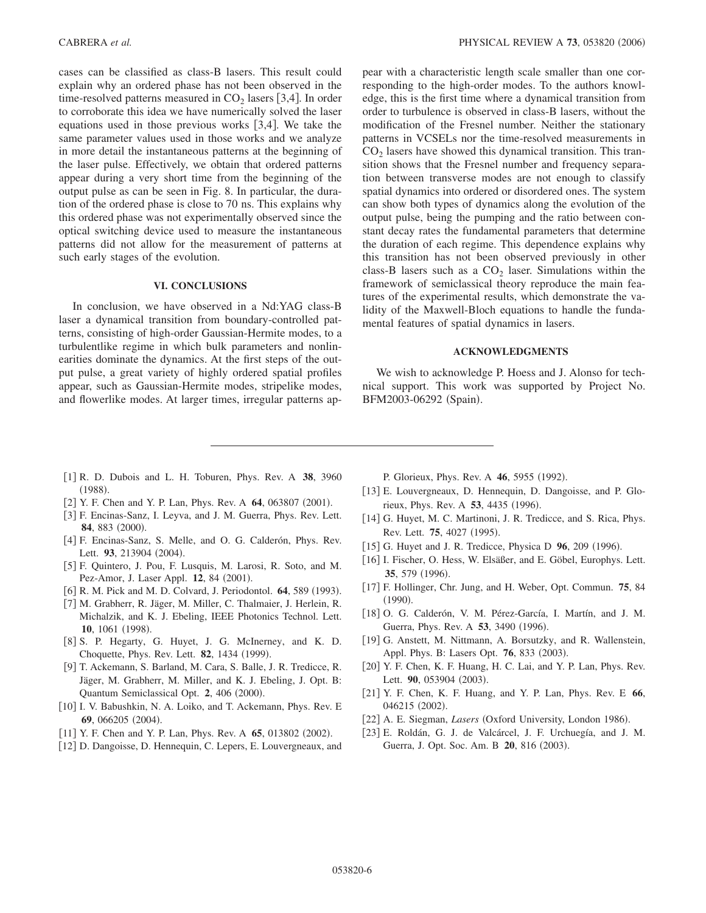cases can be classified as class-B lasers. This result could explain why an ordered phase has not been observed in the time-resolved patterns measured in $CO_2$ lasers [3,4]. In order to corroborate this idea we have numerically solved the laser equations used in those previous works [3,4]. We take the same parameter values used in those works and we analyze in more detail the instantaneous patterns at the beginning of the laser pulse. Effectively, we obtain that ordered patterns appear during a very short time from the beginning of the output pulse as can be seen in Fig. 8. In particular, the duration of the ordered phase is close to 70 ns. This explains why this ordered phase was not experimentally observed since the optical switching device used to measure the instantaneous patterns did not allow for the measurement of patterns at such early stages of the evolution.

## VI. CONCLUSIONS

In conclusion, we have observed in a Nd:YAG class-B laser a dynamical transition from boundary-controlled patterns, consisting of high-order Gaussian-Hermite modes, to a turbulentlike regime in which bulk parameters and nonlinearities dominate the dynamics. At the first steps of the output pulse, a great variety of highly ordered spatial profiles appear, such as Gaussian-Hermite modes, stripelike modes, and flowerlike modes. At larger times, irregular patterns appear with a characteristic length scale smaller than one corresponding to the high-order modes. To the authors knowledge, this is the first time where a dynamical transition from order to turbulence is observed in class-B lasers, without the modification of the Fresnel number. Neither the stationary patterns in VCSELs nor the time-resolved measurements in $CO_2$ lasers have showed this dynamical transition. This transition shows that the Fresnel number and frequency separation between transverse modes are not enough to classify spatial dynamics into ordered or disordered ones. The system can show both types of dynamics along the evolution of the output pulse, being the pumping and the ratio between constant decay rates the fundamental parameters that determine the duration of each regime. This dependence explains why this transition has not been observed previously in other class-B lasers such as a $CO_2$ laser. Simulations within the framework of semiclassical theory reproduce the main features of the experimental results, which demonstrate the validity of the Maxwell-Bloch equations to handle the fundamental features of spatial dynamics in lasers.

## ACKNOWLEDGMENTS

We wish to acknowledge P. Hoess and J. Alonso for technical support. This work was supported by Project No. BFM2003-06292 (Spain).

---

[1] R. D. Dubois and L. H. Toburen, Phys. Rev. A **38**, 3960 (1988).

[2] Y. F. Chen and Y. P. Lan, Phys. Rev. A **64**, 063807 (2001).

[3] F. Encinas-Sanz, I. Leyva, and J. M. Guerra, Phys. Rev. Lett. **84**, 883 (2000).

[4] F. Encinas-Sanz, S. Melle, and O. G. Calderón, Phys. Rev. Lett. **93**, 213904 (2004).

[5] F. Quintero, J. Pou, F. Lusquis, M. Larosi, R. Soto, and M. Pez-Amor, J. Laser Appl. **12**, 84 (2001).

[6] R. M. Pick and M. D. Colvard, J. Periodontol. **64**, 589 (1993).

[7] M. Grabherr, R. Jäger, M. Miller, C. Thalmaier, J. Herlein, R. Michalzik, and K. J. Ebeling, IEEE Photonics Technol. Lett. **10**, 1061 (1998).

[8] S. P. Hegarty, G. Huyet, J. G. McInerney, and K. D. Choquette, Phys. Rev. Lett. **82**, 1434 (1999).

[9] T. Ackemann, S. Barland, M. Cara, S. Balle, J. R. Tredicce, R. Jäger, M. Grabherr, M. Miller, and K. J. Ebeling, J. Opt. B: Quantum Semiclassical Opt. **2**, 406 (2000).

[10] I. V. Babushkin, N. A. Loiko, and T. Ackemann, Phys. Rev. E **69**, 066205 (2004).

[11] Y. F. Chen and Y. P. Lan, Phys. Rev. A **65**, 013802 (2002).

[12] D. Dangoisse, D. Hennequin, C. Lepers, E. Louvergneaux, and P. Glorieux, Phys. Rev. A **46**, 5955 (1992).

[13] E. Louvergneaux, D. Hennequin, D. Dangoisse, and P. Glorieux, Phys. Rev. A **53**, 4435 (1996).

[14] G. Huyet, M. C. Martinoni, J. R. Tredicce, and S. Rica, Phys. Rev. Lett. **75**, 4027 (1995).

[15] G. Huyet and J. R. Tredicce, Physica D **96**, 209 (1996).

[16] I. Fischer, O. Hess, W. Elsäßer, and E. Göbel, Europhys. Lett. **35**, 579 (1996).

[17] F. Hollinger, Chr. Jung, and H. Weber, Opt. Commun. **75**, 84 (1990).

[18] O. G. Calderón, V. M. Pérez-García, I. Martín, and J. M. Guerra, Phys. Rev. A **53**, 3490 (1996).

[19] G. Anstett, M. Nittmann, A. Borsutzky, and R. Wallenstein, Appl. Phys. B: Lasers Opt. **76**, 833 (2003).

[20] Y. F. Chen, K. F. Huang, H. C. Lai, and Y. P. Lan, Phys. Rev. Lett. **90**, 053904 (2003).

[21] Y. F. Chen, K. F. Huang, and Y. P. Lan, Phys. Rev. E **66**, 046215 (2002).

[22] A. E. Siegman, *Lasers* (Oxford University, London 1986).

[23] E. Roldán, G. J. de Valcárcel, J. F. Urchuegía, and J. M. Guerra, J. Opt. Soc. Am. B **20**, 816 (2003).